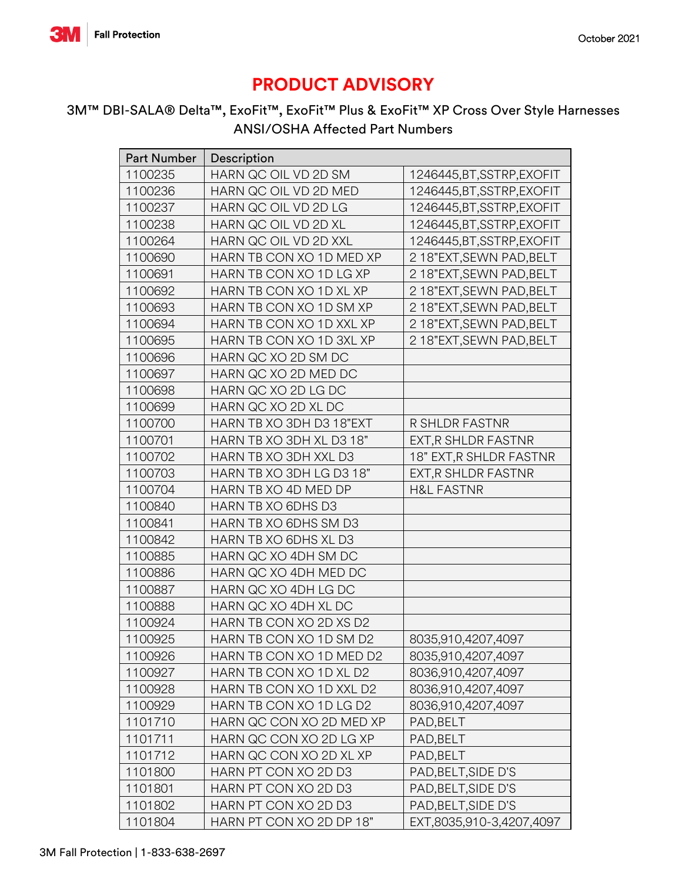# PRODUCT ADVISORY

3M™ DBI-SALA® Delta™, ExoFit™, ExoFit™ Plus & ExoFit™ XP Cross Over Style Harnesses
ANSI/OSHA Affected Part Numbers

| Part Number | Description | |
|---|---|---|
| 1100235 | HARN QC OIL VD 2D SM | 1246445,BT,SSTRP,EXOFIT |
| 1100236 | HARN QC OIL VD 2D MED | 1246445,BT,SSTRP,EXOFIT |
| 1100237 | HARN QC OIL VD 2D LG | 1246445,BT,SSTRP,EXOFIT |
| 1100238 | HARN QC OIL VD 2D XL | 1246445,BT,SSTRP,EXOFIT |
| 1100264 | HARN QC OIL VD 2D XXL | 1246445,BT,SSTRP,EXOFIT |
| 1100690 | HARN TB CON XO 1D MED XP | 2 18"EXT,SEWN PAD,BELT |
| 1100691 | HARN TB CON XO 1D LG XP | 2 18"EXT,SEWN PAD,BELT |
| 1100692 | HARN TB CON XO 1D XL XP | 2 18"EXT,SEWN PAD,BELT |
| 1100693 | HARN TB CON XO 1D SM XP | 2 18"EXT,SEWN PAD,BELT |
| 1100694 | HARN TB CON XO 1D XXL XP | 2 18"EXT,SEWN PAD,BELT |
| 1100695 | HARN TB CON XO 1D 3XL XP | 2 18"EXT,SEWN PAD,BELT |
| 1100696 | HARN QC XO 2D SM DC | |
| 1100697 | HARN QC XO 2D MED DC | |
| 1100698 | HARN QC XO 2D LG DC | |
| 1100699 | HARN QC XO 2D XL DC | |
| 1100700 | HARN TB XO 3DH D3 18"EXT | R SHLDR FASTNR |
| 1100701 | HARN TB XO 3DH XL D3 18" | EXT,R SHLDR FASTNR |
| 1100702 | HARN TB XO 3DH XXL D3 | 18" EXT,R SHLDR FASTNR |
| 1100703 | HARN TB XO 3DH LG D3 18" | EXT,R SHLDR FASTNR |
| 1100704 | HARN TB XO 4D MED DP | H&L FASTNR |
| 1100840 | HARN TB XO 6DHS D3 | |
| 1100841 | HARN TB XO 6DHS SM D3 | |
| 1100842 | HARN TB XO 6DHS XL D3 | |
| 1100885 | HARN QC XO 4DH SM DC | |
| 1100886 | HARN QC XO 4DH MED DC | |
| 1100887 | HARN QC XO 4DH LG DC | |
| 1100888 | HARN QC XO 4DH XL DC | |
| 1100924 | HARN TB CON XO 2D XS D2 | |
| 1100925 | HARN TB CON XO 1D SM D2 | 8035,910,4207,4097 |
| 1100926 | HARN TB CON XO 1D MED D2 | 8035,910,4207,4097 |
| 1100927 | HARN TB CON XO 1D XL D2 | 8036,910,4207,4097 |
| 1100928 | HARN TB CON XO 1D XXL D2 | 8036,910,4207,4097 |
| 1100929 | HARN TB CON XO 1D LG D2 | 8036,910,4207,4097 |
| 1101710 | HARN QC CON XO 2D MED XP | PAD,BELT |
| 1101711 | HARN QC CON XO 2D LG XP | PAD,BELT |
| 1101712 | HARN QC CON XO 2D XL XP | PAD,BELT |
| 1101800 | HARN PT CON XO 2D D3 | PAD,BELT,SIDE D'S |
| 1101801 | HARN PT CON XO 2D D3 | PAD,BELT,SIDE D'S |
| 1101802 | HARN PT CON XO 2D D3 | PAD,BELT,SIDE D'S |
| 1101804 | HARN PT CON XO 2D DP 18" | EXT,8035,910-3,4207,4097 |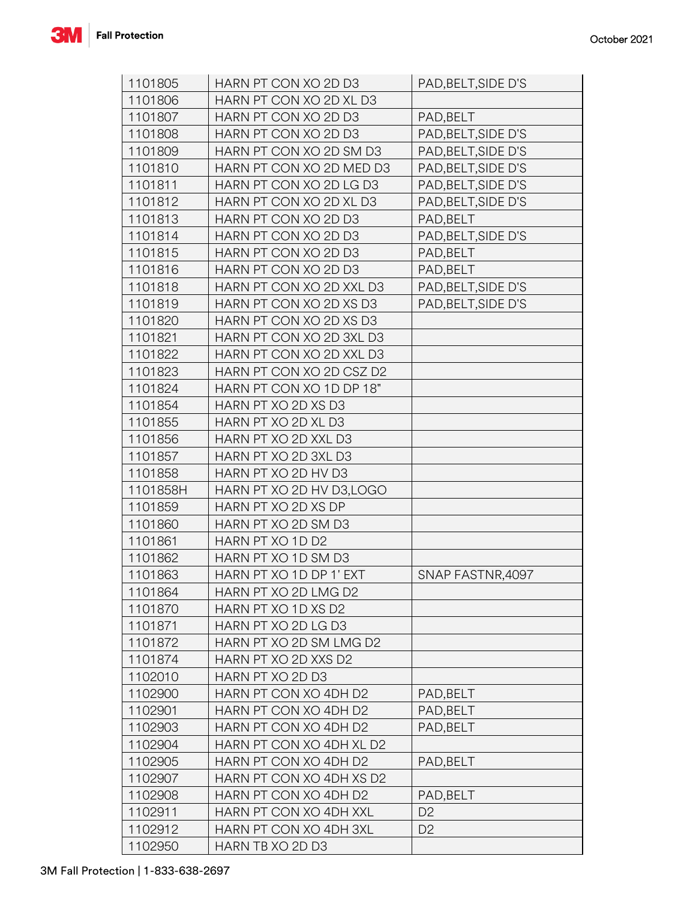| | | |
|---|---|---|
| 1101805 | HARN PT CON XO 2D D3 | PAD,BELT,SIDE D'S |
| 1101806 | HARN PT CON XO 2D XL D3 | |
| 1101807 | HARN PT CON XO 2D D3 | PAD,BELT |
| 1101808 | HARN PT CON XO 2D D3 | PAD,BELT,SIDE D'S |
| 1101809 | HARN PT CON XO 2D SM D3 | PAD,BELT,SIDE D'S |
| 1101810 | HARN PT CON XO 2D MED D3 | PAD,BELT,SIDE D'S |
| 1101811 | HARN PT CON XO 2D LG D3 | PAD,BELT,SIDE D'S |
| 1101812 | HARN PT CON XO 2D XL D3 | PAD,BELT,SIDE D'S |
| 1101813 | HARN PT CON XO 2D D3 | PAD,BELT |
| 1101814 | HARN PT CON XO 2D D3 | PAD,BELT,SIDE D'S |
| 1101815 | HARN PT CON XO 2D D3 | PAD,BELT |
| 1101816 | HARN PT CON XO 2D D3 | PAD,BELT |
| 1101818 | HARN PT CON XO 2D XXL D3 | PAD,BELT,SIDE D'S |
| 1101819 | HARN PT CON XO 2D XS D3 | PAD,BELT,SIDE D'S |
| 1101820 | HARN PT CON XO 2D XS D3 | |
| 1101821 | HARN PT CON XO 2D 3XL D3 | |
| 1101822 | HARN PT CON XO 2D XXL D3 | |
| 1101823 | HARN PT CON XO 2D CSZ D2 | |
| 1101824 | HARN PT CON XO 1D DP 18" | |
| 1101854 | HARN PT XO 2D XS D3 | |
| 1101855 | HARN PT XO 2D XL D3 | |
| 1101856 | HARN PT XO 2D XXL D3 | |
| 1101857 | HARN PT XO 2D 3XL D3 | |
| 1101858 | HARN PT XO 2D HV D3 | |
| 1101858H | HARN PT XO 2D HV D3,LOGO | |
| 1101859 | HARN PT XO 2D XS DP | |
| 1101860 | HARN PT XO 2D SM D3 | |
| 1101861 | HARN PT XO 1D D2 | |
| 1101862 | HARN PT XO 1D SM D3 | |
| 1101863 | HARN PT XO 1D DP 1' EXT | SNAP FASTNR,4097 |
| 1101864 | HARN PT XO 2D LMG D2 | |
| 1101870 | HARN PT XO 1D XS D2 | |
| 1101871 | HARN PT XO 2D LG D3 | |
| 1101872 | HARN PT XO 2D SM LMG D2 | |
| 1101874 | HARN PT XO 2D XXS D2 | |
| 1102010 | HARN PT XO 2D D3 | |
| 1102900 | HARN PT CON XO 4DH D2 | PAD,BELT |
| 1102901 | HARN PT CON XO 4DH D2 | PAD,BELT |
| 1102903 | HARN PT CON XO 4DH D2 | PAD,BELT |
| 1102904 | HARN PT CON XO 4DH XL D2 | |
| 1102905 | HARN PT CON XO 4DH D2 | PAD,BELT |
| 1102907 | HARN PT CON XO 4DH XS D2 | |
| 1102908 | HARN PT CON XO 4DH D2 | PAD,BELT |
| 1102911 | HARN PT CON XO 4DH XXL | D2 |
| 1102912 | HARN PT CON XO 4DH 3XL | D2 |
| 1102950 | HARN TB XO 2D D3 | |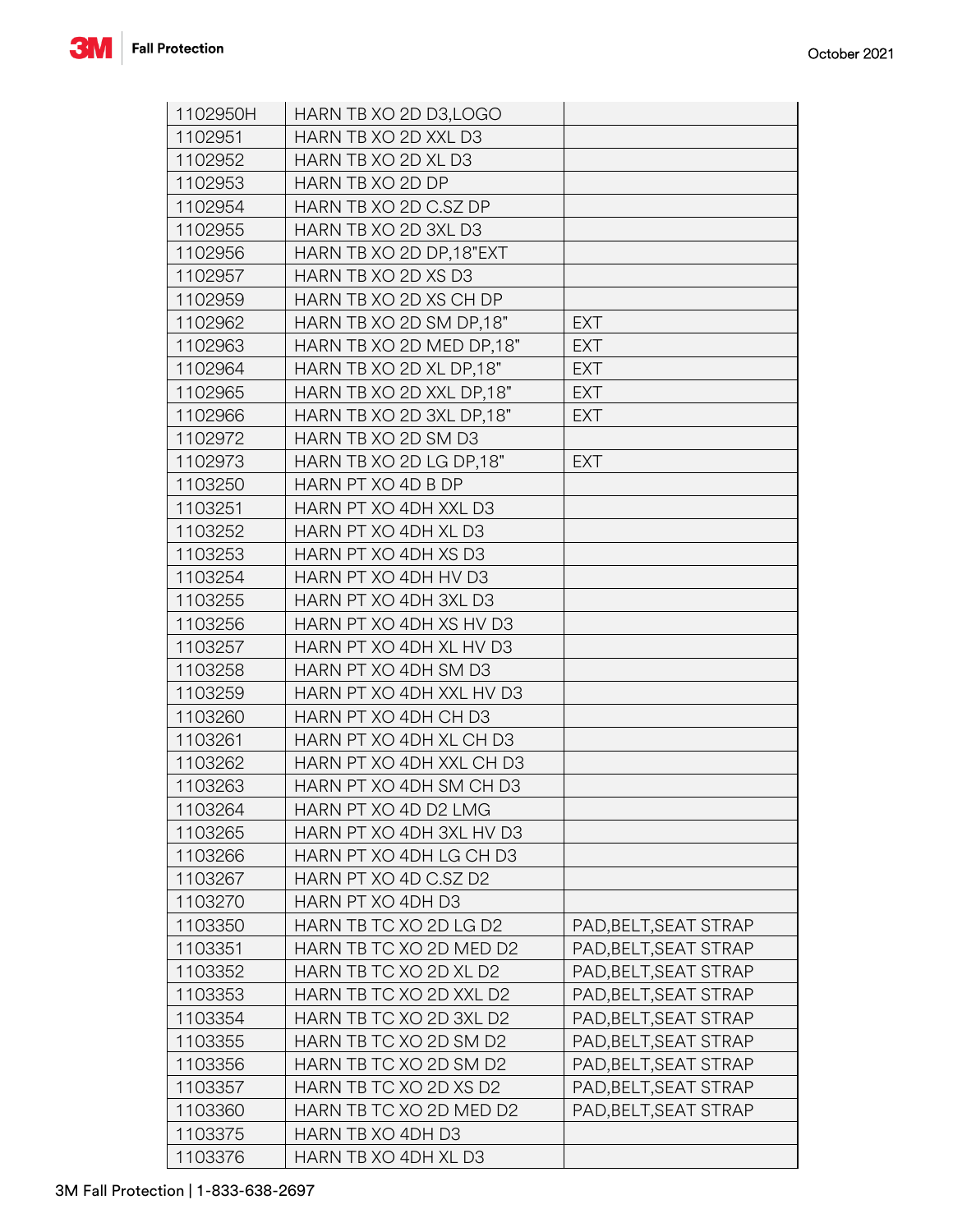| | | |
|---|---|---|
| 1102950H | HARN TB XO 2D D3,LOGO | |
| 1102951 | HARN TB XO 2D XXL D3 | |
| 1102952 | HARN TB XO 2D XL D3 | |
| 1102953 | HARN TB XO 2D DP | |
| 1102954 | HARN TB XO 2D C.SZ DP | |
| 1102955 | HARN TB XO 2D 3XL D3 | |
| 1102956 | HARN TB XO 2D DP,18"EXT | |
| 1102957 | HARN TB XO 2D XS D3 | |
| 1102959 | HARN TB XO 2D XS CH DP | |
| 1102962 | HARN TB XO 2D SM DP,18" | EXT |
| 1102963 | HARN TB XO 2D MED DP,18" | EXT |
| 1102964 | HARN TB XO 2D XL DP,18" | EXT |
| 1102965 | HARN TB XO 2D XXL DP,18" | EXT |
| 1102966 | HARN TB XO 2D 3XL DP,18" | EXT |
| 1102972 | HARN TB XO 2D SM D3 | |
| 1102973 | HARN TB XO 2D LG DP,18" | EXT |
| 1103250 | HARN PT XO 4D B DP | |
| 1103251 | HARN PT XO 4DH XXL D3 | |
| 1103252 | HARN PT XO 4DH XL D3 | |
| 1103253 | HARN PT XO 4DH XS D3 | |
| 1103254 | HARN PT XO 4DH HV D3 | |
| 1103255 | HARN PT XO 4DH 3XL D3 | |
| 1103256 | HARN PT XO 4DH XS HV D3 | |
| 1103257 | HARN PT XO 4DH XL HV D3 | |
| 1103258 | HARN PT XO 4DH SM D3 | |
| 1103259 | HARN PT XO 4DH XXL HV D3 | |
| 1103260 | HARN PT XO 4DH CH D3 | |
| 1103261 | HARN PT XO 4DH XL CH D3 | |
| 1103262 | HARN PT XO 4DH XXL CH D3 | |
| 1103263 | HARN PT XO 4DH SM CH D3 | |
| 1103264 | HARN PT XO 4D D2 LMG | |
| 1103265 | HARN PT XO 4DH 3XL HV D3 | |
| 1103266 | HARN PT XO 4DH LG CH D3 | |
| 1103267 | HARN PT XO 4D C.SZ D2 | |
| 1103270 | HARN PT XO 4DH D3 | |
| 1103350 | HARN TB TC XO 2D LG D2 | PAD,BELT,SEAT STRAP |
| 1103351 | HARN TB TC XO 2D MED D2 | PAD,BELT,SEAT STRAP |
| 1103352 | HARN TB TC XO 2D XL D2 | PAD,BELT,SEAT STRAP |
| 1103353 | HARN TB TC XO 2D XXL D2 | PAD,BELT,SEAT STRAP |
| 1103354 | HARN TB TC XO 2D 3XL D2 | PAD,BELT,SEAT STRAP |
| 1103355 | HARN TB TC XO 2D SM D2 | PAD,BELT,SEAT STRAP |
| 1103356 | HARN TB TC XO 2D SM D2 | PAD,BELT,SEAT STRAP |
| 1103357 | HARN TB TC XO 2D XS D2 | PAD,BELT,SEAT STRAP |
| 1103360 | HARN TB TC XO 2D MED D2 | PAD,BELT,SEAT STRAP |
| 1103375 | HARN TB XO 4DH D3 | |
| 1103376 | HARN TB XO 4DH XL D3 | |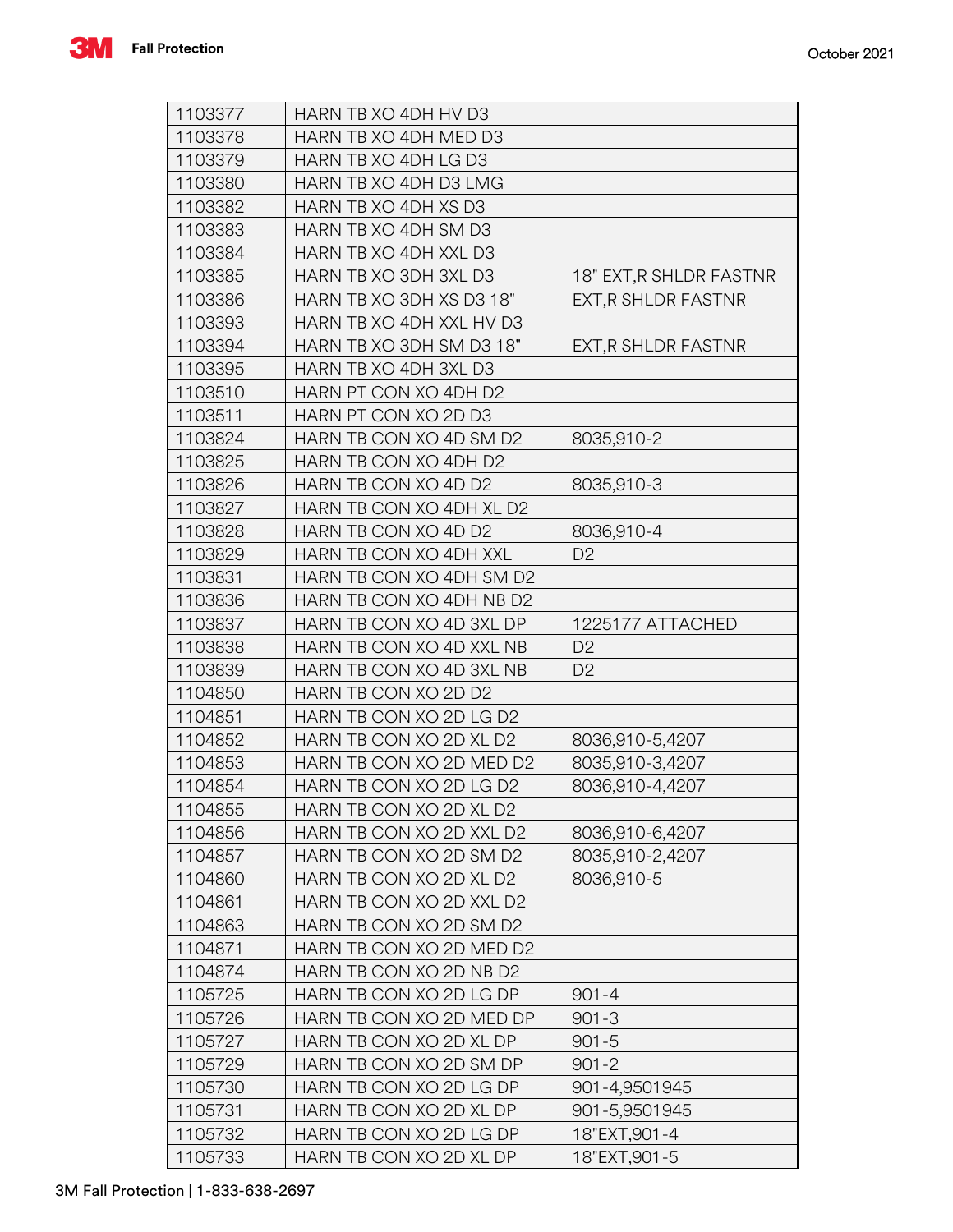| 1103377 | HARN TB XO 4DH HV D3 | |
|---|---|---|
| 1103378 | HARN TB XO 4DH MED D3 | |
| 1103379 | HARN TB XO 4DH LG D3 | |
| 1103380 | HARN TB XO 4DH D3 LMG | |
| 1103382 | HARN TB XO 4DH XS D3 | |
| 1103383 | HARN TB XO 4DH SM D3 | |
| 1103384 | HARN TB XO 4DH XXL D3 | |
| 1103385 | HARN TB XO 3DH 3XL D3 | 18" EXT,R SHLDR FASTNR |
| 1103386 | HARN TB XO 3DH XS D3 18" | EXT,R SHLDR FASTNR |
| 1103393 | HARN TB XO 4DH XXL HV D3 | |
| 1103394 | HARN TB XO 3DH SM D3 18" | EXT,R SHLDR FASTNR |
| 1103395 | HARN TB XO 4DH 3XL D3 | |
| 1103510 | HARN PT CON XO 4DH D2 | |
| 1103511 | HARN PT CON XO 2D D3 | |
| 1103824 | HARN TB CON XO 4D SM D2 | 8035,910-2 |
| 1103825 | HARN TB CON XO 4DH D2 | |
| 1103826 | HARN TB CON XO 4D D2 | 8035,910-3 |
| 1103827 | HARN TB CON XO 4DH XL D2 | |
| 1103828 | HARN TB CON XO 4D D2 | 8036,910-4 |
| 1103829 | HARN TB CON XO 4DH XXL | D2 |
| 1103831 | HARN TB CON XO 4DH SM D2 | |
| 1103836 | HARN TB CON XO 4DH NB D2 | |
| 1103837 | HARN TB CON XO 4D 3XL DP | 1225177 ATTACHED |
| 1103838 | HARN TB CON XO 4D XXL NB | D2 |
| 1103839 | HARN TB CON XO 4D 3XL NB | D2 |
| 1104850 | HARN TB CON XO 2D D2 | |
| 1104851 | HARN TB CON XO 2D LG D2 | |
| 1104852 | HARN TB CON XO 2D XL D2 | 8036,910-5,4207 |
| 1104853 | HARN TB CON XO 2D MED D2 | 8035,910-3,4207 |
| 1104854 | HARN TB CON XO 2D LG D2 | 8036,910-4,4207 |
| 1104855 | HARN TB CON XO 2D XL D2 | |
| 1104856 | HARN TB CON XO 2D XXL D2 | 8036,910-6,4207 |
| 1104857 | HARN TB CON XO 2D SM D2 | 8035,910-2,4207 |
| 1104860 | HARN TB CON XO 2D XL D2 | 8036,910-5 |
| 1104861 | HARN TB CON XO 2D XXL D2 | |
| 1104863 | HARN TB CON XO 2D SM D2 | |
| 1104871 | HARN TB CON XO 2D MED D2 | |
| 1104874 | HARN TB CON XO 2D NB D2 | |
| 1105725 | HARN TB CON XO 2D LG DP | 901-4 |
| 1105726 | HARN TB CON XO 2D MED DP | 901-3 |
| 1105727 | HARN TB CON XO 2D XL DP | 901-5 |
| 1105729 | HARN TB CON XO 2D SM DP | 901-2 |
| 1105730 | HARN TB CON XO 2D LG DP | 901-4,9501945 |
| 1105731 | HARN TB CON XO 2D XL DP | 901-5,9501945 |
| 1105732 | HARN TB CON XO 2D LG DP | 18"EXT,901-4 |
| 1105733 | HARN TB CON XO 2D XL DP | 18"EXT,901-5 |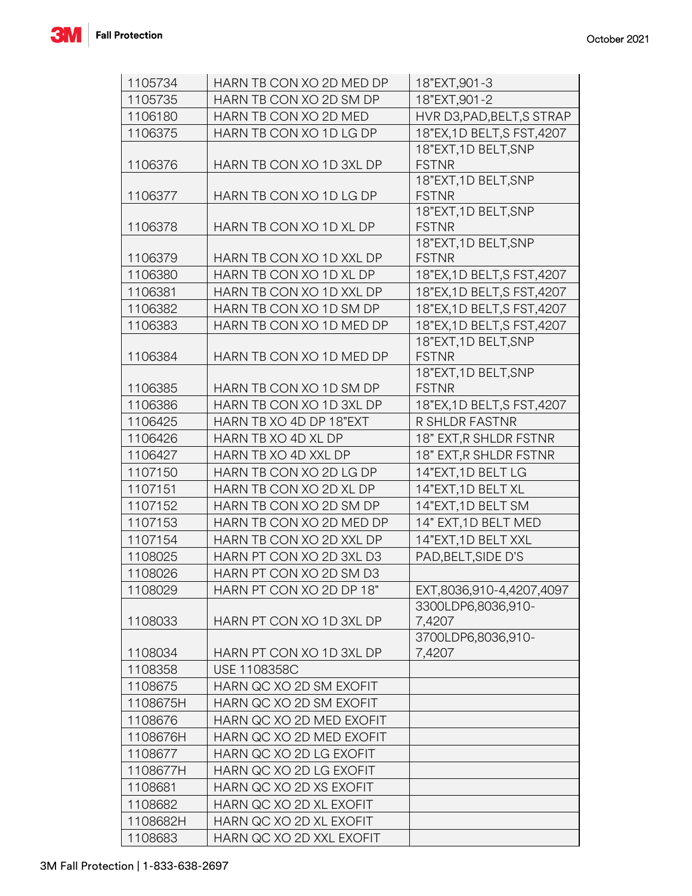| | | |
|---|---|---|
| 1105734 | HARN TB CON XO 2D MED DP | 18"EXT,901-3 |
| 1105735 | HARN TB CON XO 2D SM DP | 18"EXT,901-2 |
| 1106180 | HARN TB CON XO 2D MED | HVR D3,PAD,BELT,S STRAP |
| 1106375 | HARN TB CON XO 1D LG DP | 18"EX,1D BELT,S FST,4207 |
| 1106376 | HARN TB CON XO 1D 3XL DP | 18"EXT,1D BELT,SNP FSTNR |
| 1106377 | HARN TB CON XO 1D LG DP | 18"EXT,1D BELT,SNP FSTNR |
| 1106378 | HARN TB CON XO 1D XL DP | 18"EXT,1D BELT,SNP FSTNR |
| 1106379 | HARN TB CON XO 1D XXL DP | 18"EXT,1D BELT,SNP FSTNR |
| 1106380 | HARN TB CON XO 1D XL DP | 18"EX,1D BELT,S FST,4207 |
| 1106381 | HARN TB CON XO 1D XXL DP | 18"EX,1D BELT,S FST,4207 |
| 1106382 | HARN TB CON XO 1D SM DP | 18"EX,1D BELT,S FST,4207 |
| 1106383 | HARN TB CON XO 1D MED DP | 18"EX,1D BELT,S FST,4207 |
| 1106384 | HARN TB CON XO 1D MED DP | 18"EXT,1D BELT,SNP FSTNR |
| 1106385 | HARN TB CON XO 1D SM DP | 18"EXT,1D BELT,SNP FSTNR |
| 1106386 | HARN TB CON XO 1D 3XL DP | 18"EX,1D BELT,S FST,4207 |
| 1106425 | HARN TB XO 4D DP 18"EXT | R SHLDR FASTNR |
| 1106426 | HARN TB XO 4D XL DP | 18" EXT,R SHLDR FSTNR |
| 1106427 | HARN TB XO 4D XXL DP | 18" EXT,R SHLDR FSTNR |
| 1107150 | HARN TB CON XO 2D LG DP | 14"EXT,1D BELT LG |
| 1107151 | HARN TB CON XO 2D XL DP | 14"EXT,1D BELT XL |
| 1107152 | HARN TB CON XO 2D SM DP | 14"EXT,1D BELT SM |
| 1107153 | HARN TB CON XO 2D MED DP | 14" EXT,1D BELT MED |
| 1107154 | HARN TB CON XO 2D XXL DP | 14"EXT,1D BELT XXL |
| 1108025 | HARN PT CON XO 2D 3XL D3 | PAD,BELT,SIDE D'S |
| 1108026 | HARN PT CON XO 2D SM D3 | |
| 1108029 | HARN PT CON XO 2D DP 18" | EXT,8036,910-4,4207,4097 |
| 1108033 | HARN PT CON XO 1D 3XL DP | 3300LDP6,8036,910-7,4207 |
| 1108034 | HARN PT CON XO 1D 3XL DP | 3700LDP6,8036,910-7,4207 |
| 1108358 | USE 1108358C | |
| 1108675 | HARN QC XO 2D SM EXOFIT | |
| 1108675H | HARN QC XO 2D SM EXOFIT | |
| 1108676 | HARN QC XO 2D MED EXOFIT | |
| 1108676H | HARN QC XO 2D MED EXOFIT | |
| 1108677 | HARN QC XO 2D LG EXOFIT | |
| 1108677H | HARN QC XO 2D LG EXOFIT | |
| 1108681 | HARN QC XO 2D XS EXOFIT | |
| 1108682 | HARN QC XO 2D XL EXOFIT | |
| 1108682H | HARN QC XO 2D XL EXOFIT | |
| 1108683 | HARN QC XO 2D XXL EXOFIT | |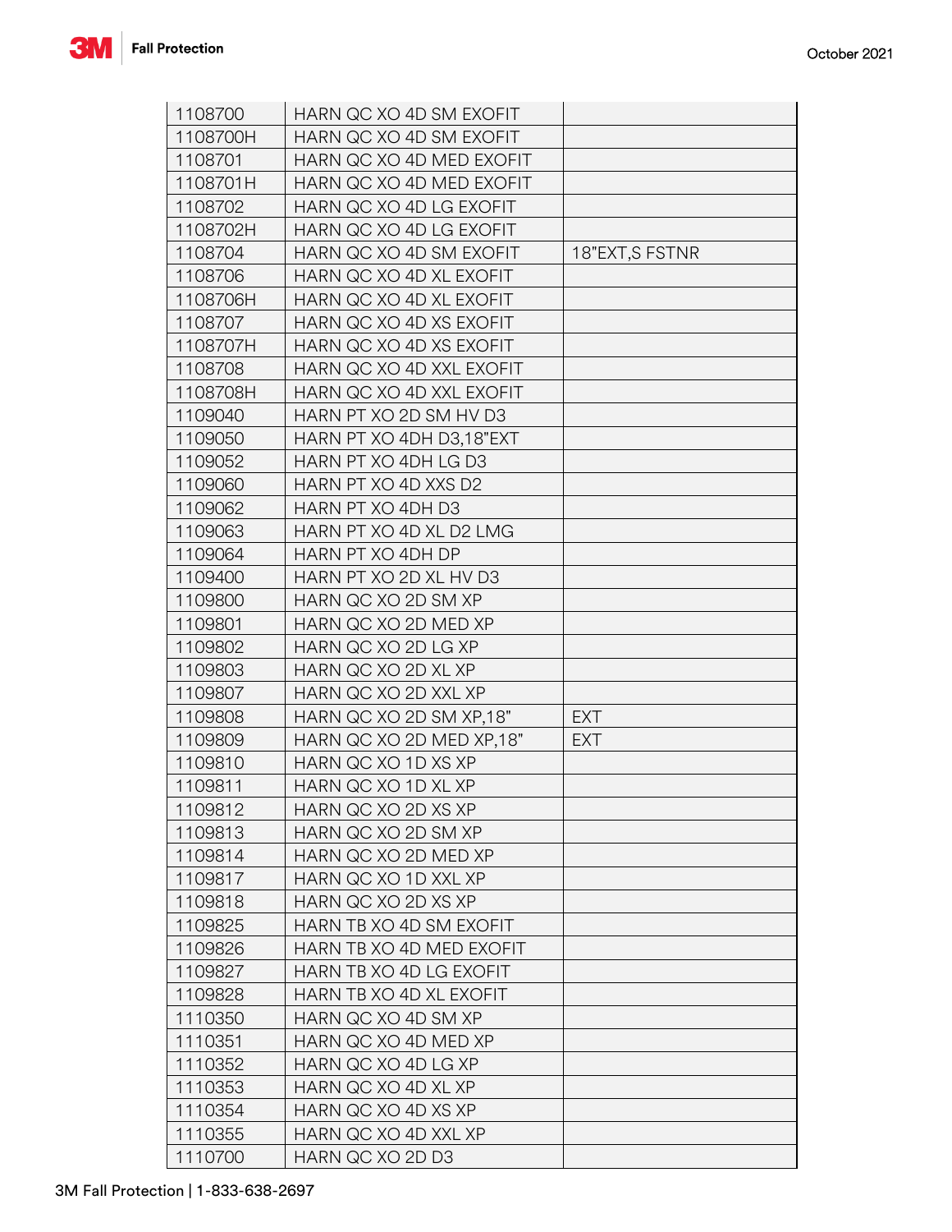| | | |
|---|---|---|
| 1108700 | HARN QC XO 4D SM EXOFIT | |
| 1108700H | HARN QC XO 4D SM EXOFIT | |
| 1108701 | HARN QC XO 4D MED EXOFIT | |
| 1108701H | HARN QC XO 4D MED EXOFIT | |
| 1108702 | HARN QC XO 4D LG EXOFIT | |
| 1108702H | HARN QC XO 4D LG EXOFIT | |
| 1108704 | HARN QC XO 4D SM EXOFIT | 18"EXT,S FSTNR |
| 1108706 | HARN QC XO 4D XL EXOFIT | |
| 1108706H | HARN QC XO 4D XL EXOFIT | |
| 1108707 | HARN QC XO 4D XS EXOFIT | |
| 1108707H | HARN QC XO 4D XS EXOFIT | |
| 1108708 | HARN QC XO 4D XXL EXOFIT | |
| 1108708H | HARN QC XO 4D XXL EXOFIT | |
| 1109040 | HARN PT XO 2D SM HV D3 | |
| 1109050 | HARN PT XO 4DH D3,18"EXT | |
| 1109052 | HARN PT XO 4DH LG D3 | |
| 1109060 | HARN PT XO 4D XXS D2 | |
| 1109062 | HARN PT XO 4DH D3 | |
| 1109063 | HARN PT XO 4D XL D2 LMG | |
| 1109064 | HARN PT XO 4DH DP | |
| 1109400 | HARN PT XO 2D XL HV D3 | |
| 1109800 | HARN QC XO 2D SM XP | |
| 1109801 | HARN QC XO 2D MED XP | |
| 1109802 | HARN QC XO 2D LG XP | |
| 1109803 | HARN QC XO 2D XL XP | |
| 1109807 | HARN QC XO 2D XXL XP | |
| 1109808 | HARN QC XO 2D SM XP,18" | EXT |
| 1109809 | HARN QC XO 2D MED XP,18" | EXT |
| 1109810 | HARN QC XO 1D XS XP | |
| 1109811 | HARN QC XO 1D XL XP | |
| 1109812 | HARN QC XO 2D XS XP | |
| 1109813 | HARN QC XO 2D SM XP | |
| 1109814 | HARN QC XO 2D MED XP | |
| 1109817 | HARN QC XO 1D XXL XP | |
| 1109818 | HARN QC XO 2D XS XP | |
| 1109825 | HARN TB XO 4D SM EXOFIT | |
| 1109826 | HARN TB XO 4D MED EXOFIT | |
| 1109827 | HARN TB XO 4D LG EXOFIT | |
| 1109828 | HARN TB XO 4D XL EXOFIT | |
| 1110350 | HARN QC XO 4D SM XP | |
| 1110351 | HARN QC XO 4D MED XP | |
| 1110352 | HARN QC XO 4D LG XP | |
| 1110353 | HARN QC XO 4D XL XP | |
| 1110354 | HARN QC XO 4D XS XP | |
| 1110355 | HARN QC XO 4D XXL XP | |
| 1110700 | HARN QC XO 2D D3 | |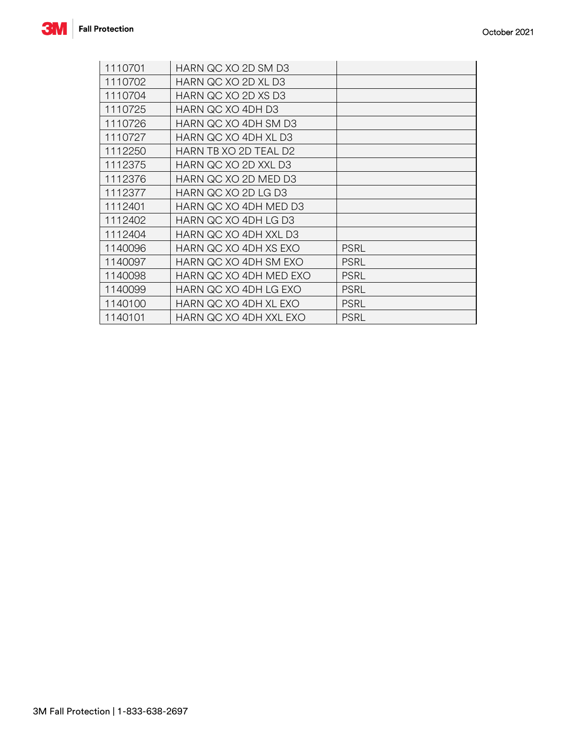| | | |
|---|---|---|
| 1110701 | HARN QC XO 2D SM D3 | |
| 1110702 | HARN QC XO 2D XL D3 | |
| 1110704 | HARN QC XO 2D XS D3 | |
| 1110725 | HARN QC XO 4DH D3 | |
| 1110726 | HARN QC XO 4DH SM D3 | |
| 1110727 | HARN QC XO 4DH XL D3 | |
| 1112250 | HARN TB XO 2D TEAL D2 | |
| 1112375 | HARN QC XO 2D XXL D3 | |
| 1112376 | HARN QC XO 2D MED D3 | |
| 1112377 | HARN QC XO 2D LG D3 | |
| 1112401 | HARN QC XO 4DH MED D3 | |
| 1112402 | HARN QC XO 4DH LG D3 | |
| 1112404 | HARN QC XO 4DH XXL D3 | |
| 1140096 | HARN QC XO 4DH XS EXO | PSRL |
| 1140097 | HARN QC XO 4DH SM EXO | PSRL |
| 1140098 | HARN QC XO 4DH MED EXO | PSRL |
| 1140099 | HARN QC XO 4DH LG EXO | PSRL |
| 1140100 | HARN QC XO 4DH XL EXO | PSRL |
| 1140101 | HARN QC XO 4DH XXL EXO | PSRL |